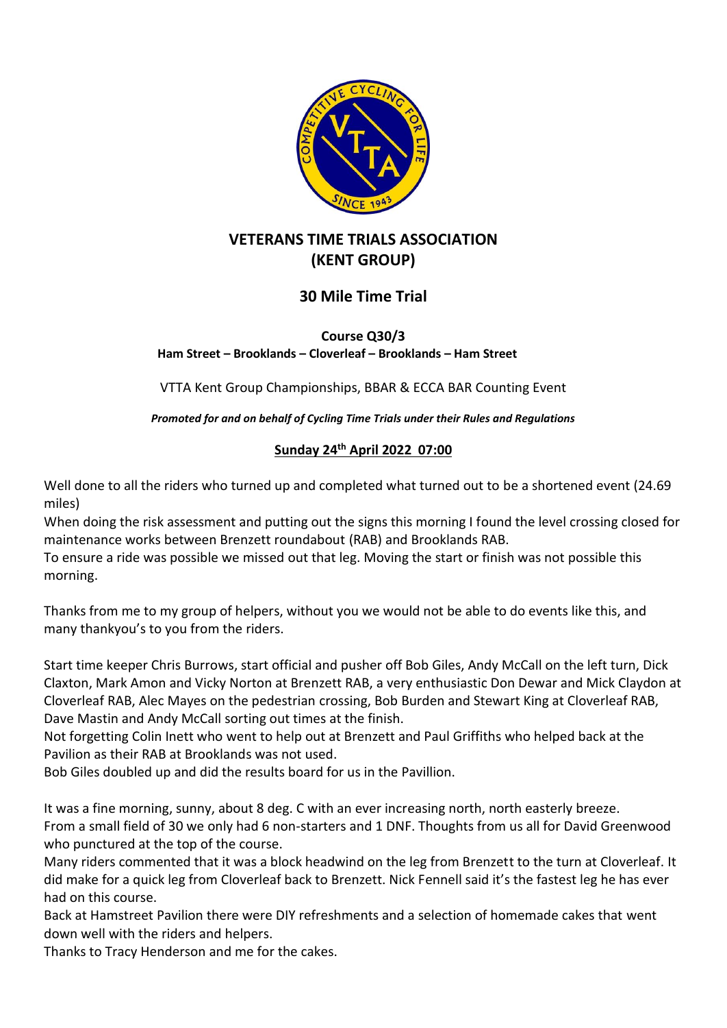# VETERANS TIME TRIALS ASSOCIATION (KENT GROUP)

## 30 Mile Time Trial

**Course Q30/3**
**Ham Street – Brooklands – Cloverleaf – Brooklands – Ham Street**

VTTA Kent Group Championships, BBAR & ECCA BAR Counting Event

***Promoted for and on behalf of Cycling Time Trials under their Rules and Regulations***

**<u>Sunday 24th April 2022 07:00</u>**

Well done to all the riders who turned up and completed what turned out to be a shortened event (24.69 miles)
When doing the risk assessment and putting out the signs this morning I found the level crossing closed for maintenance works between Brenzett roundabout (RAB) and Brooklands RAB.
To ensure a ride was possible we missed out that leg. Moving the start or finish was not possible this morning.

Thanks from me to my group of helpers, without you we would not be able to do events like this, and many thankyou's to you from the riders.

Start time keeper Chris Burrows, start official and pusher off Bob Giles, Andy McCall on the left turn, Dick Claxton, Mark Amon and Vicky Norton at Brenzett RAB, a very enthusiastic Don Dewar and Mick Claydon at Cloverleaf RAB, Alec Mayes on the pedestrian crossing, Bob Burden and Stewart King at Cloverleaf RAB, Dave Mastin and Andy McCall sorting out times at the finish.
Not forgetting Colin Inett who went to help out at Brenzett and Paul Griffiths who helped back at the Pavilion as their RAB at Brooklands was not used.
Bob Giles doubled up and did the results board for us in the Pavillion.

It was a fine morning, sunny, about 8 deg. C with an ever increasing north, north easterly breeze.
From a small field of 30 we only had 6 non-starters and 1 DNF. Thoughts from us all for David Greenwood who punctured at the top of the course.
Many riders commented that it was a block headwind on the leg from Brenzett to the turn at Cloverleaf. It did make for a quick leg from Cloverleaf back to Brenzett. Nick Fennell said it's the fastest leg he has ever had on this course.
Back at Hamstreet Pavilion there were DIY refreshments and a selection of homemade cakes that went down well with the riders and helpers.
Thanks to Tracy Henderson and me for the cakes.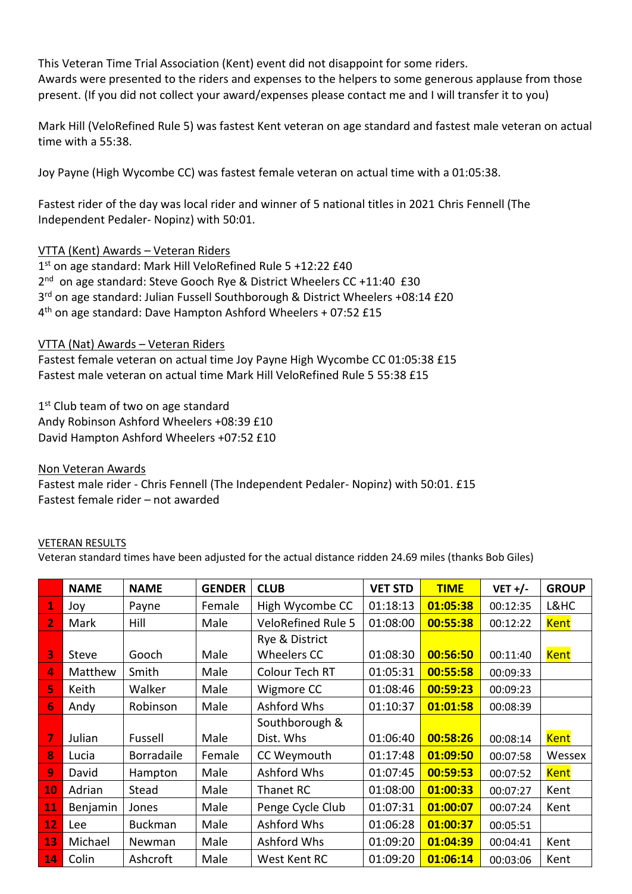This Veteran Time Trial Association (Kent) event did not disappoint for some riders.
Awards were presented to the riders and expenses to the helpers to some generous applause from those present. (If you did not collect your award/expenses please contact me and I will transfer it to you)

Mark Hill (VeloRefined Rule 5) was fastest Kent veteran on age standard and fastest male veteran on actual time with a 55:38.

Joy Payne (High Wycombe CC) was fastest female veteran on actual time with a 01:05:38.

Fastest rider of the day was local rider and winner of 5 national titles in 2021 Chris Fennell (The Independent Pedaler- Nopinz) with 50:01.

VTTA (Kent) Awards – Veteran Riders

1st on age standard: Mark Hill VeloRefined Rule 5 +12:22 £40
2nd on age standard: Steve Gooch Rye & District Wheelers CC +11:40 £30
3rd on age standard: Julian Fussell Southborough & District Wheelers +08:14 £20
4th on age standard: Dave Hampton Ashford Wheelers + 07:52 £15

VTTA (Nat) Awards – Veteran Riders

Fastest female veteran on actual time Joy Payne High Wycombe CC 01:05:38 £15
Fastest male veteran on actual time Mark Hill VeloRefined Rule 5 55:38 £15

1st Club team of two on age standard
Andy Robinson Ashford Wheelers +08:39 £10
David Hampton Ashford Wheelers +07:52 £10

Non Veteran Awards

Fastest male rider - Chris Fennell (The Independent Pedaler- Nopinz) with 50:01. £15
Fastest female rider – not awarded

VETERAN RESULTS

Veteran standard times have been adjusted for the actual distance ridden 24.69 miles (thanks Bob Giles)

| | NAME | NAME | GENDER | CLUB | VET STD | TIME | VET +/- | GROUP |
|---|---|---|---|---|---|---|---|---|
| 1 | Joy | Payne | Female | High Wycombe CC | 01:18:13 | **01:05:38** | 00:12:35 | L&HC |
| 2 | Mark | Hill | Male | VeloRefined Rule 5 | 01:08:00 | **00:55:38** | 00:12:22 | Kent |
| 3 | Steve | Gooch | Male | Rye & District Wheelers CC | 01:08:30 | **00:56:50** | 00:11:40 | Kent |
| 4 | Matthew | Smith | Male | Colour Tech RT | 01:05:31 | **00:55:58** | 00:09:33 | |
| 5 | Keith | Walker | Male | Wigmore CC | 01:08:46 | **00:59:23** | 00:09:23 | |
| 6 | Andy | Robinson | Male | Ashford Whs | 01:10:37 | **01:01:58** | 00:08:39 | |
| 7 | Julian | Fussell | Male | Southborough & Dist. Whs | 01:06:40 | **00:58:26** | 00:08:14 | Kent |
| 8 | Lucia | Borradaile | Female | CC Weymouth | 01:17:48 | **01:09:50** | 00:07:58 | Wessex |
| 9 | David | Hampton | Male | Ashford Whs | 01:07:45 | **00:59:53** | 00:07:52 | Kent |
| 10 | Adrian | Stead | Male | Thanet RC | 01:08:00 | **01:00:33** | 00:07:27 | Kent |
| 11 | Benjamin | Jones | Male | Penge Cycle Club | 01:07:31 | **01:00:07** | 00:07:24 | Kent |
| 12 | Lee | Buckman | Male | Ashford Whs | 01:06:28 | **01:00:37** | 00:05:51 | |
| 13 | Michael | Newman | Male | Ashford Whs | 01:09:20 | **01:04:39** | 00:04:41 | Kent |
| 14 | Colin | Ashcroft | Male | West Kent RC | 01:09:20 | **01:06:14** | 00:03:06 | Kent |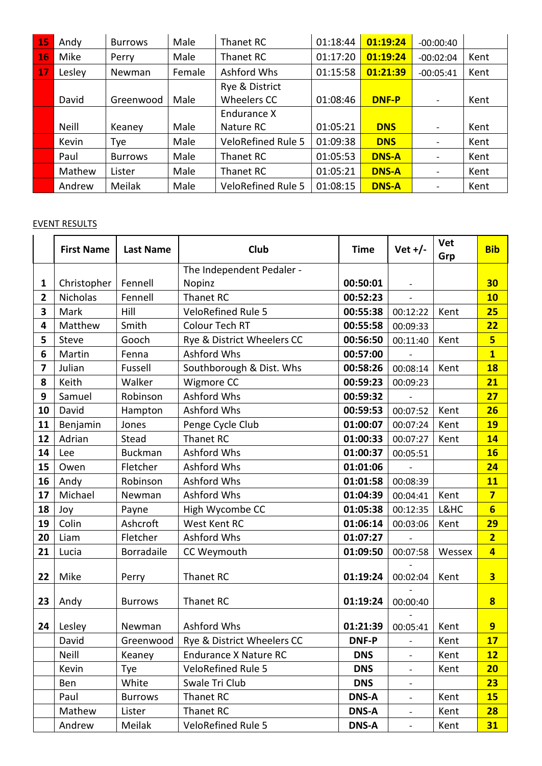| 15 | Andy | Burrows | Male | Thanet RC | 01:18:44 | **01:19:24** | -00:00:40 | |
|---|---|---|---|---|---|---|---|---|
| 16 | Mike | Perry | Male | Thanet RC | 01:17:20 | **01:19:24** | -00:02:04 | Kent |
| 17 | Lesley | Newman | Female | Ashford Whs | 01:15:58 | **01:21:39** | -00:05:41 | Kent |
| | David | Greenwood | Male | Rye & District Wheelers CC | 01:08:46 | **DNF-P** | - | Kent |
| | Neill | Keaney | Male | Endurance X Nature RC | 01:05:21 | **DNS** | - | Kent |
| | Kevin | Tye | Male | VeloRefined Rule 5 | 01:09:38 | **DNS** | - | Kent |
| | Paul | Burrows | Male | Thanet RC | 01:05:53 | **DNS-A** | - | Kent |
| | Mathew | Lister | Male | Thanet RC | 01:05:21 | **DNS-A** | - | Kent |
| | Andrew | Meilak | Male | VeloRefined Rule 5 | 01:08:15 | **DNS-A** | - | Kent |

EVENT RESULTS

| | First Name | Last Name | Club | Time | Vet +/- | Vet Grp | Bib |
|---|---|---|---|---|---|---|---|
| **1** | Christopher | Fennell | The Independent Pedaler - Nopinz | **00:50:01** | - | | **30** |
| **2** | Nicholas | Fennell | Thanet RC | **00:52:23** | - | | **10** |
| **3** | Mark | Hill | VeloRefined Rule 5 | **00:55:38** | 00:12:22 | Kent | **25** |
| **4** | Matthew | Smith | Colour Tech RT | **00:55:58** | 00:09:33 | | **22** |
| **5** | Steve | Gooch | Rye & District Wheelers CC | **00:56:50** | 00:11:40 | Kent | **5** |
| **6** | Martin | Fenna | Ashford Whs | **00:57:00** | - | | **1** |
| **7** | Julian | Fussell | Southborough & Dist. Whs | **00:58:26** | 00:08:14 | Kent | **18** |
| **8** | Keith | Walker | Wigmore CC | **00:59:23** | 00:09:23 | | **21** |
| **9** | Samuel | Robinson | Ashford Whs | **00:59:32** | - | | **27** |
| **10** | David | Hampton | Ashford Whs | **00:59:53** | 00:07:52 | Kent | **26** |
| **11** | Benjamin | Jones | Penge Cycle Club | **01:00:07** | 00:07:24 | Kent | **19** |
| **12** | Adrian | Stead | Thanet RC | **01:00:33** | 00:07:27 | Kent | **14** |
| **14** | Lee | Buckman | Ashford Whs | **01:00:37** | 00:05:51 | | **16** |
| **15** | Owen | Fletcher | Ashford Whs | **01:01:06** | - | | **24** |
| **16** | Andy | Robinson | Ashford Whs | **01:01:58** | 00:08:39 | | **11** |
| **17** | Michael | Newman | Ashford Whs | **01:04:39** | 00:04:41 | Kent | **7** |
| **18** | Joy | Payne | High Wycombe CC | **01:05:38** | 00:12:35 | L&HC | **6** |
| **19** | Colin | Ashcroft | West Kent RC | **01:06:14** | 00:03:06 | Kent | **29** |
| **20** | Liam | Fletcher | Ashford Whs | **01:07:27** | - | | **2** |
| **21** | Lucia | Borradaile | CC Weymouth | **01:09:50** | 00:07:58 | Wessex | **4** |
| **22** | Mike | Perry | Thanet RC | **01:19:24** | -00:02:04 | Kent | **3** |
| **23** | Andy | Burrows | Thanet RC | **01:19:24** | -00:00:40 | | **8** |
| **24** | Lesley | Newman | Ashford Whs | **01:21:39** | -00:05:41 | Kent | **9** |
| | David | Greenwood | Rye & District Wheelers CC | **DNF-P** | - | Kent | **17** |
| | Neill | Keaney | Endurance X Nature RC | **DNS** | - | Kent | **12** |
| | Kevin | Tye | VeloRefined Rule 5 | **DNS** | - | Kent | **20** |
| | Ben | White | Swale Tri Club | **DNS** | - | | **23** |
| | Paul | Burrows | Thanet RC | **DNS-A** | - | Kent | **15** |
| | Mathew | Lister | Thanet RC | **DNS-A** | - | Kent | **28** |
| | Andrew | Meilak | VeloRefined Rule 5 | **DNS-A** | - | Kent | **31** |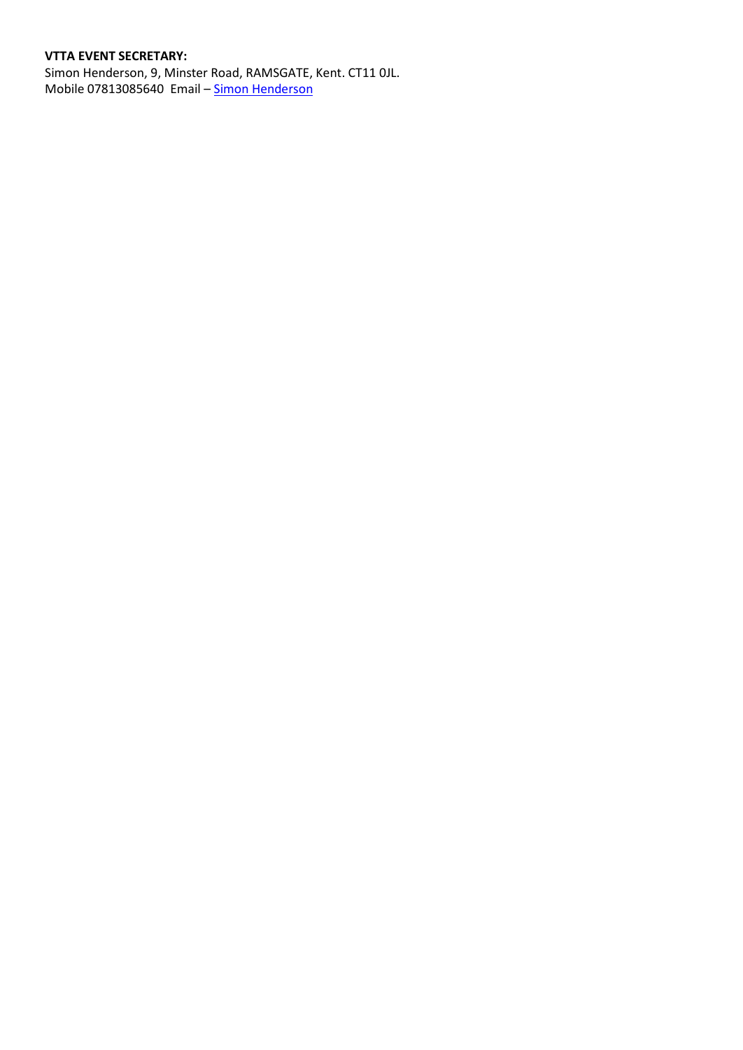**VTTA EVENT SECRETARY:**

Simon Henderson, 9, Minster Road, RAMSGATE, Kent. CT11 0JL.
Mobile 07813085640 Email – Simon Henderson